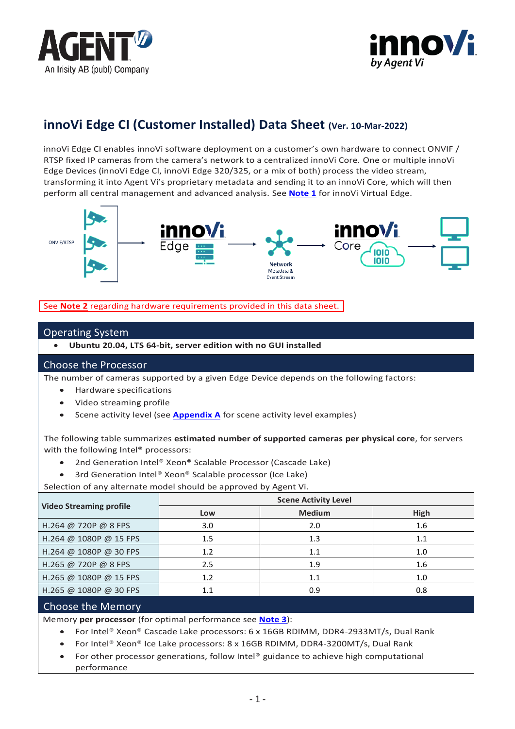# innoVi Edge CI (Customer Installed) Data Sheet (Ver. 10-Mar-2022)

innoVi Edge CI enables innoVi software deployment on a customer's own hardware to connect ONVIF / RTSP fixed IP cameras from the camera's network to a centralized innoVi Core. One or multiple innoVi Edge Devices (innoVi Edge CI, innoVi Edge 320/325, or a mix of both) process the video stream, transforming it into Agent Vi's proprietary metadata and sending it to an innoVi Core, which will then perform all central management and advanced analysis. See **Note 1** for innoVi Virtual Edge.

See **Note 2** regarding hardware requirements provided in this data sheet.

## Operating System

- **Ubuntu 20.04, LTS 64-bit, server edition with no GUI installed**

## Choose the Processor

The number of cameras supported by a given Edge Device depends on the following factors:

- Hardware specifications
- Video streaming profile
- Scene activity level (see **Appendix A** for scene activity level examples)

The following table summarizes **estimated number of supported cameras per physical core**, for servers with the following Intel® processors:

- 2nd Generation Intel® Xeon® Scalable Processor (Cascade Lake)
- 3rd Generation Intel® Xeon® Scalable processor (Ice Lake)

Selection of any alternate model should be approved by Agent Vi.

| Video Streaming profile | Scene Activity Level | | |
|---|---|---|---|
| | Low | Medium | High |
| H.264 @ 720P @ 8 FPS | 3.0 | 2.0 | 1.6 |
| H.264 @ 1080P @ 15 FPS | 1.5 | 1.3 | 1.1 |
| H.264 @ 1080P @ 30 FPS | 1.2 | 1.1 | 1.0 |
| H.265 @ 720P @ 8 FPS | 2.5 | 1.9 | 1.6 |
| H.265 @ 1080P @ 15 FPS | 1.2 | 1.1 | 1.0 |
| H.265 @ 1080P @ 30 FPS | 1.1 | 0.9 | 0.8 |

## Choose the Memory

Memory **per processor** (for optimal performance see **Note 3**):

- For Intel® Xeon® Cascade Lake processors: 6 x 16GB RDIMM, DDR4-2933MT/s, Dual Rank
- For Intel® Xeon® Ice Lake processors: 8 x 16GB RDIMM, DDR4-3200MT/s, Dual Rank
- For other processor generations, follow Intel® guidance to achieve high computational performance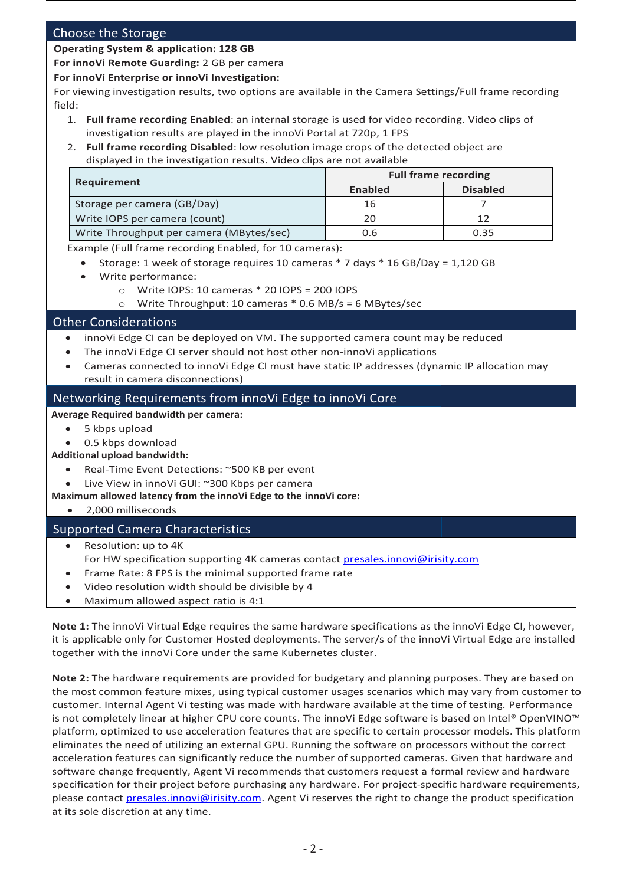## Choose the Storage

**Operating System & application: 128 GB**

**For innoVi Remote Guarding:** 2 GB per camera

**For innoVi Enterprise or innoVi Investigation:**

For viewing investigation results, two options are available in the Camera Settings/Full frame recording field:

1. **Full frame recording Enabled**: an internal storage is used for video recording. Video clips of investigation results are played in the innoVi Portal at 720p, 1 FPS
2. **Full frame recording Disabled**: low resolution image crops of the detected object are displayed in the investigation results. Video clips are not available

| Requirement | Full frame recording | |
|---|---|---|
| | **Enabled** | **Disabled** |
| Storage per camera (GB/Day) | 16 | 7 |
| Write IOPS per camera (count) | 20 | 12 |
| Write Throughput per camera (MBytes/sec) | 0.6 | 0.35 |

Example (Full frame recording Enabled, for 10 cameras):

- Storage: 1 week of storage requires 10 cameras * 7 days * 16 GB/Day = 1,120 GB
- Write performance:
  - Write IOPS: 10 cameras * 20 IOPS = 200 IOPS
  - Write Throughput: 10 cameras * 0.6 MB/s = 6 MBytes/sec

## Other Considerations

- innoVi Edge CI can be deployed on VM. The supported camera count may be reduced
- The innoVi Edge CI server should not host other non-innoVi applications
- Cameras connected to innoVi Edge CI must have static IP addresses (dynamic IP allocation may result in camera disconnections)

## Networking Requirements from innoVi Edge to innoVi Core

**Average Required bandwidth per camera:**

- 5 kbps upload
- 0.5 kbps download

**Additional upload bandwidth:**

- Real-Time Event Detections: ~500 KB per event
- Live View in innoVi GUI: ~300 Kbps per camera

**Maximum allowed latency from the innoVi Edge to the innoVi core:**

- 2,000 milliseconds

## Supported Camera Characteristics

- Resolution: up to 4K
  For HW specification supporting 4K cameras contact presales.innovi@irisity.com
- Frame Rate: 8 FPS is the minimal supported frame rate
- Video resolution width should be divisible by 4
- Maximum allowed aspect ratio is 4:1

**Note 1:** The innoVi Virtual Edge requires the same hardware specifications as the innoVi Edge CI, however, it is applicable only for Customer Hosted deployments. The server/s of the innoVi Virtual Edge are installed together with the innoVi Core under the same Kubernetes cluster.

**Note 2:** The hardware requirements are provided for budgetary and planning purposes. They are based on the most common feature mixes, using typical customer usages scenarios which may vary from customer to customer. Internal Agent Vi testing was made with hardware available at the time of testing. Performance is not completely linear at higher CPU core counts. The innoVi Edge software is based on Intel® OpenVINO™ platform, optimized to use acceleration features that are specific to certain processor models. This platform eliminates the need of utilizing an external GPU. Running the software on processors without the correct acceleration features can significantly reduce the number of supported cameras. Given that hardware and software change frequently, Agent Vi recommends that customers request a formal review and hardware specification for their project before purchasing any hardware. For project-specific hardware requirements, please contact presales.innovi@irisity.com. Agent Vi reserves the right to change the product specification at its sole discretion at any time.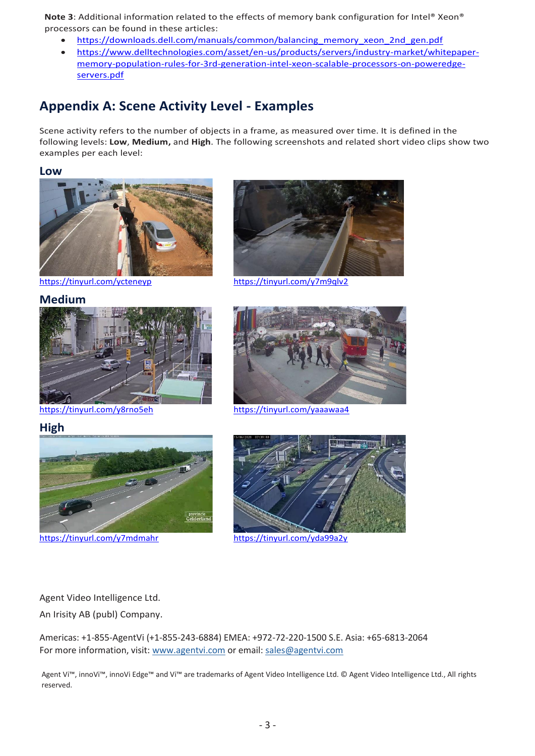**Note 3**: Additional information related to the effects of memory bank configuration for Intel® Xeon® processors can be found in these articles:

- https://downloads.dell.com/manuals/common/balancing_memory_xeon_2nd_gen.pdf
- https://www.delltechnologies.com/asset/en-us/products/servers/industry-market/whitepaper-memory-population-rules-for-3rd-generation-intel-xeon-scalable-processors-on-poweredge-servers.pdf

## Appendix A: Scene Activity Level - Examples

Scene activity refers to the number of objects in a frame, as measured over time. It is defined in the following levels: **Low**, **Medium,** and **High**. The following screenshots and related short video clips show two examples per each level:

### Low

https://tinyurl.com/ycteneyp

https://tinyurl.com/y7m9qlv2

### Medium

https://tinyurl.com/y8rno5eh

https://tinyurl.com/yaaawaa4

### High

https://tinyurl.com/y7mdmahr

https://tinyurl.com/yda99a2y

Agent Video Intelligence Ltd.

An Irisity AB (publ) Company.

Americas: +1-855-AgentVi (+1-855-243-6884) EMEA: +972-72-220-1500 S.E. Asia: +65-6813-2064
For more information, visit: www.agentvi.com or email: sales@agentvi.com

Agent Vi™, innoVi™, innoVi Edge™ and Vi™ are trademarks of Agent Video Intelligence Ltd. © Agent Video Intelligence Ltd., All rights reserved.